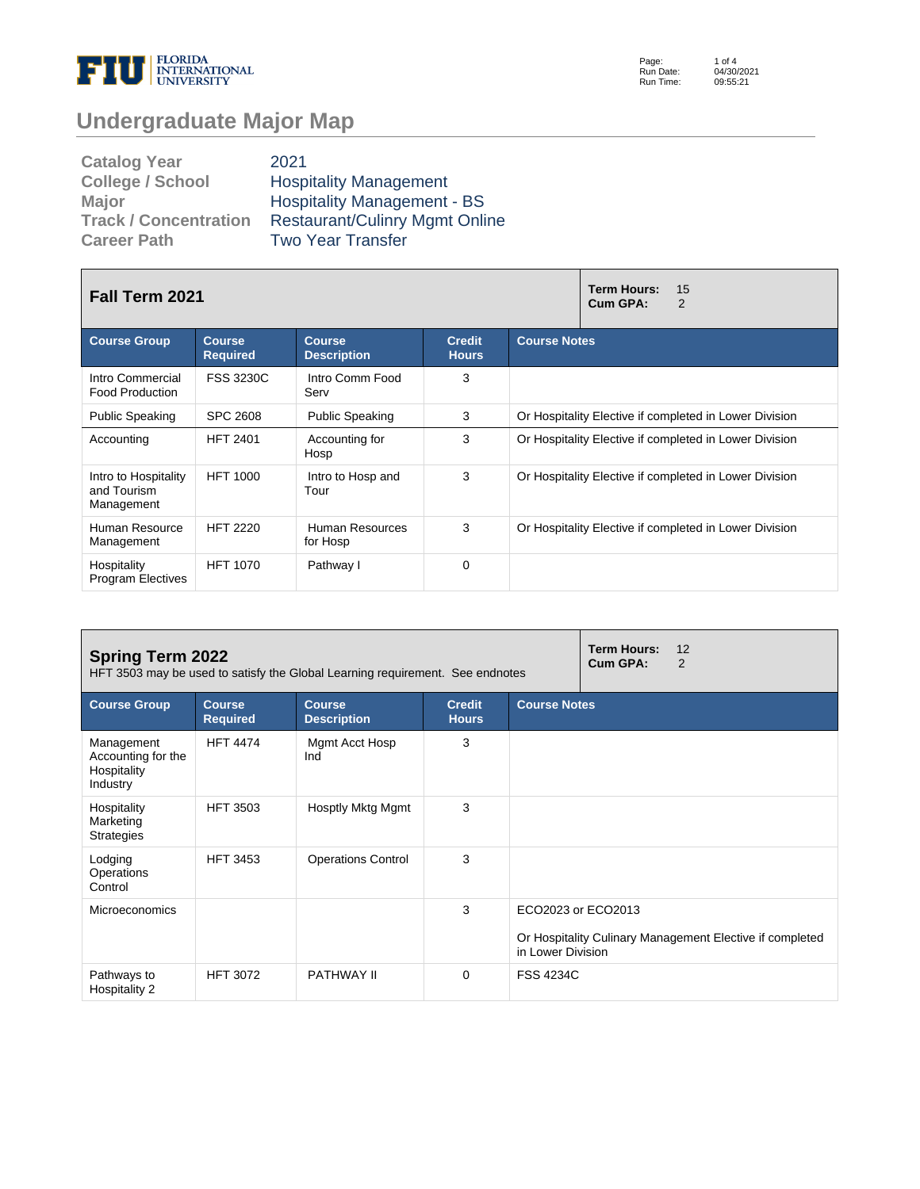# Undergraduate Major Map

| | |
|---|---|
| **Catalog Year** | 2021 |
| **College / School** | Hospitality Management |
| **Major** | Hospitality Management - BS |
| **Track / Concentration** | Restaurant/Culinry Mgmt Online |
| **Career Path** | Two Year Transfer |

## Fall Term 2021

**Term Hours:** 15
**Cum GPA:** 2

| Course Group | Course Required | Course Description | Credit Hours | Course Notes |
|---|---|---|---|---|
| Intro Commercial Food Production | FSS 3230C | Intro Comm Food Serv | 3 | |
| Public Speaking | SPC 2608 | Public Speaking | 3 | Or Hospitality Elective if completed in Lower Division |
| Accounting | HFT 2401 | Accounting for Hosp | 3 | Or Hospitality Elective if completed in Lower Division |
| Intro to Hospitality and Tourism Management | HFT 1000 | Intro to Hosp and Tour | 3 | Or Hospitality Elective if completed in Lower Division |
| Human Resource Management | HFT 2220 | Human Resources for Hosp | 3 | Or Hospitality Elective if completed in Lower Division |
| Hospitality Program Electives | HFT 1070 | Pathway I | 0 | |

## Spring Term 2022

HFT 3503 may be used to satisfy the Global Learning requirement. See endnotes

**Term Hours:** 12
**Cum GPA:** 2

| Course Group | Course Required | Course Description | Credit Hours | Course Notes |
|---|---|---|---|---|
| Management Accounting for the Hospitality Industry | HFT 4474 | Mgmt Acct Hosp Ind | 3 | |
| Hospitality Marketing Strategies | HFT 3503 | Hosptly Mktg Mgmt | 3 | |
| Lodging Operations Control | HFT 3453 | Operations Control | 3 | |
| Microeconomics | | | 3 | ECO2023 or ECO2013<br><br>Or Hospitality Culinary Management Elective if completed in Lower Division |
| Pathways to Hospitality 2 | HFT 3072 | PATHWAY II | 0 | FSS 4234C |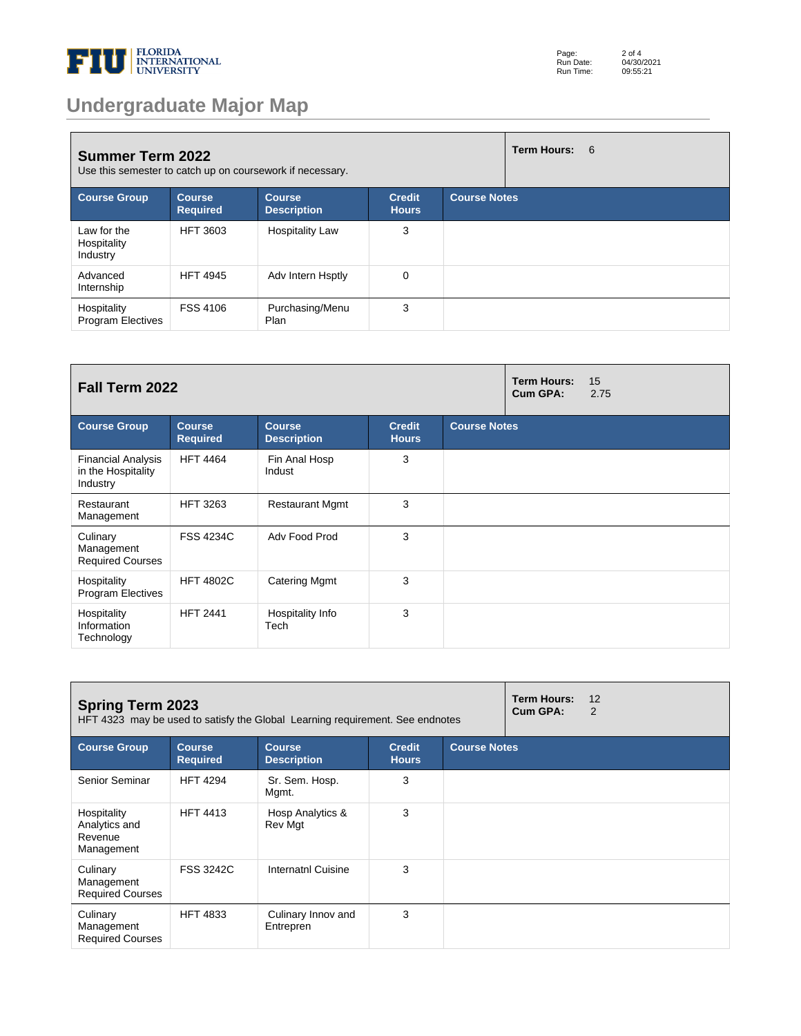# Undergraduate Major Map

## Summer Term 2022

Use this semester to catch up on coursework if necessary.

**Term Hours:** 6

| Course Group | Course Required | Course Description | Credit Hours | Course Notes |
|---|---|---|---|---|
| Law for the Hospitality Industry | HFT 3603 | Hospitality Law | 3 | |
| Advanced Internship | HFT 4945 | Adv Intern Hsptly | 0 | |
| Hospitality Program Electives | FSS 4106 | Purchasing/Menu Plan | 3 | |

## Fall Term 2022

**Term Hours:** 15
**Cum GPA:** 2.75

| Course Group | Course Required | Course Description | Credit Hours | Course Notes |
|---|---|---|---|---|
| Financial Analysis in the Hospitality Industry | HFT 4464 | Fin Anal Hosp Indust | 3 | |
| Restaurant Management | HFT 3263 | Restaurant Mgmt | 3 | |
| Culinary Management Required Courses | FSS 4234C | Adv Food Prod | 3 | |
| Hospitality Program Electives | HFT 4802C | Catering Mgmt | 3 | |
| Hospitality Information Technology | HFT 2441 | Hospitality Info Tech | 3 | |

## Spring Term 2023

HFT 4323 may be used to satisfy the Global Learning requirement. See endnotes

**Term Hours:** 12
**Cum GPA:** 2

| Course Group | Course Required | Course Description | Credit Hours | Course Notes |
|---|---|---|---|---|
| Senior Seminar | HFT 4294 | Sr. Sem. Hosp. Mgmt. | 3 | |
| Hospitality Analytics and Revenue Management | HFT 4413 | Hosp Analytics & Rev Mgt | 3 | |
| Culinary Management Required Courses | FSS 3242C | Internatnl Cuisine | 3 | |
| Culinary Management Required Courses | HFT 4833 | Culinary Innov and Entrepren | 3 | |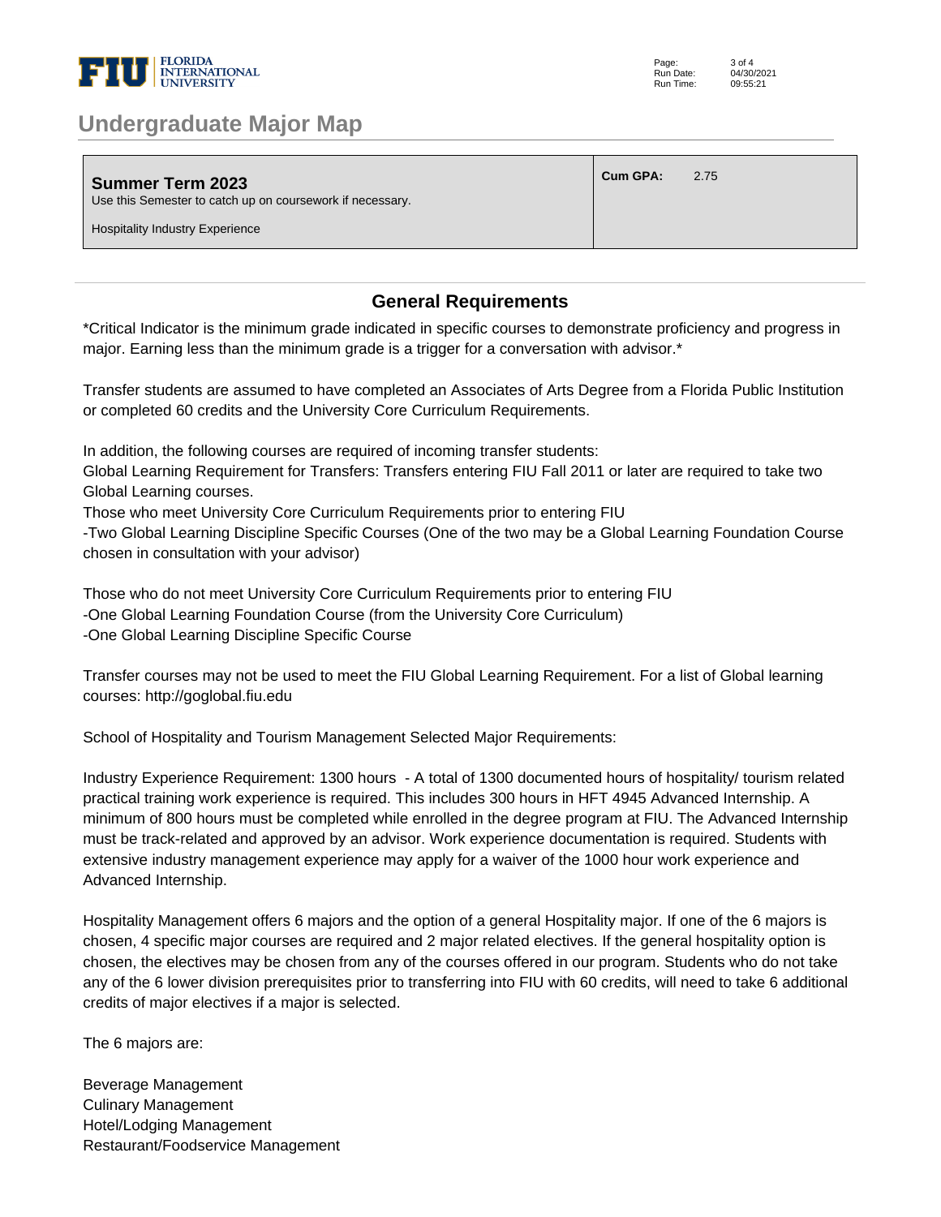## Undergraduate Major Map

| **Summer Term 2023**<br>Use this Semester to catch up on coursework if necessary.<br><br>Hospitality Industry Experience | **Cum GPA:** 2.75 |
|---|---|

## General Requirements

*Critical Indicator is the minimum grade indicated in specific courses to demonstrate proficiency and progress in major. Earning less than the minimum grade is a trigger for a conversation with advisor.*

Transfer students are assumed to have completed an Associates of Arts Degree from a Florida Public Institution or completed 60 credits and the University Core Curriculum Requirements.

In addition, the following courses are required of incoming transfer students:
Global Learning Requirement for Transfers: Transfers entering FIU Fall 2011 or later are required to take two Global Learning courses.
Those who meet University Core Curriculum Requirements prior to entering FIU
-Two Global Learning Discipline Specific Courses (One of the two may be a Global Learning Foundation Course chosen in consultation with your advisor)

Those who do not meet University Core Curriculum Requirements prior to entering FIU
-One Global Learning Foundation Course (from the University Core Curriculum)
-One Global Learning Discipline Specific Course

Transfer courses may not be used to meet the FIU Global Learning Requirement. For a list of Global learning courses: http://goglobal.fiu.edu

School of Hospitality and Tourism Management Selected Major Requirements:

Industry Experience Requirement: 1300 hours - A total of 1300 documented hours of hospitality/ tourism related practical training work experience is required. This includes 300 hours in HFT 4945 Advanced Internship. A minimum of 800 hours must be completed while enrolled in the degree program at FIU. The Advanced Internship must be track-related and approved by an advisor. Work experience documentation is required. Students with extensive industry management experience may apply for a waiver of the 1000 hour work experience and Advanced Internship.

Hospitality Management offers 6 majors and the option of a general Hospitality major. If one of the 6 majors is chosen, 4 specific major courses are required and 2 major related electives. If the general hospitality option is chosen, the electives may be chosen from any of the courses offered in our program. Students who do not take any of the 6 lower division prerequisites prior to transferring into FIU with 60 credits, will need to take 6 additional credits of major electives if a major is selected.

The 6 majors are:

Beverage Management
Culinary Management
Hotel/Lodging Management
Restaurant/Foodservice Management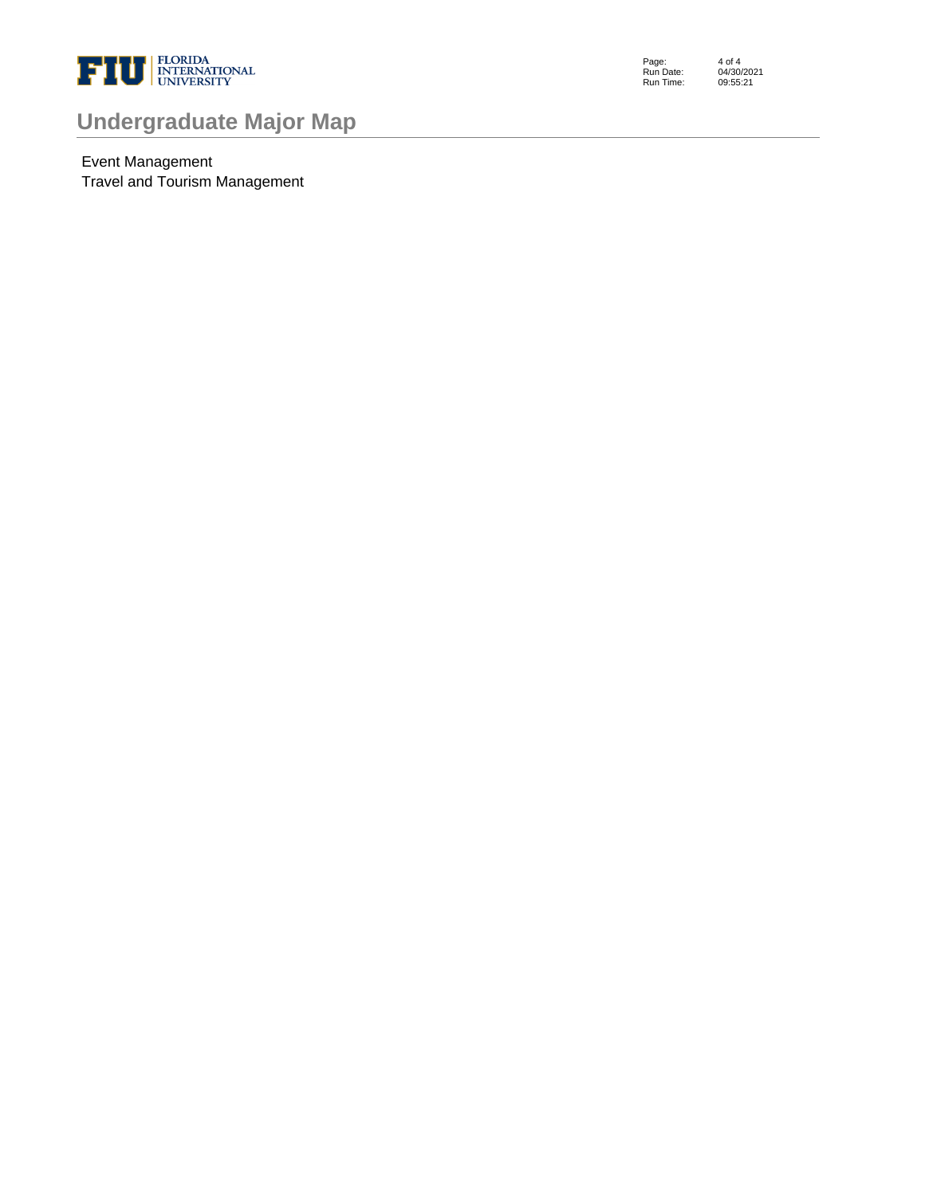# Undergraduate Major Map

Event Management
Travel and Tourism Management